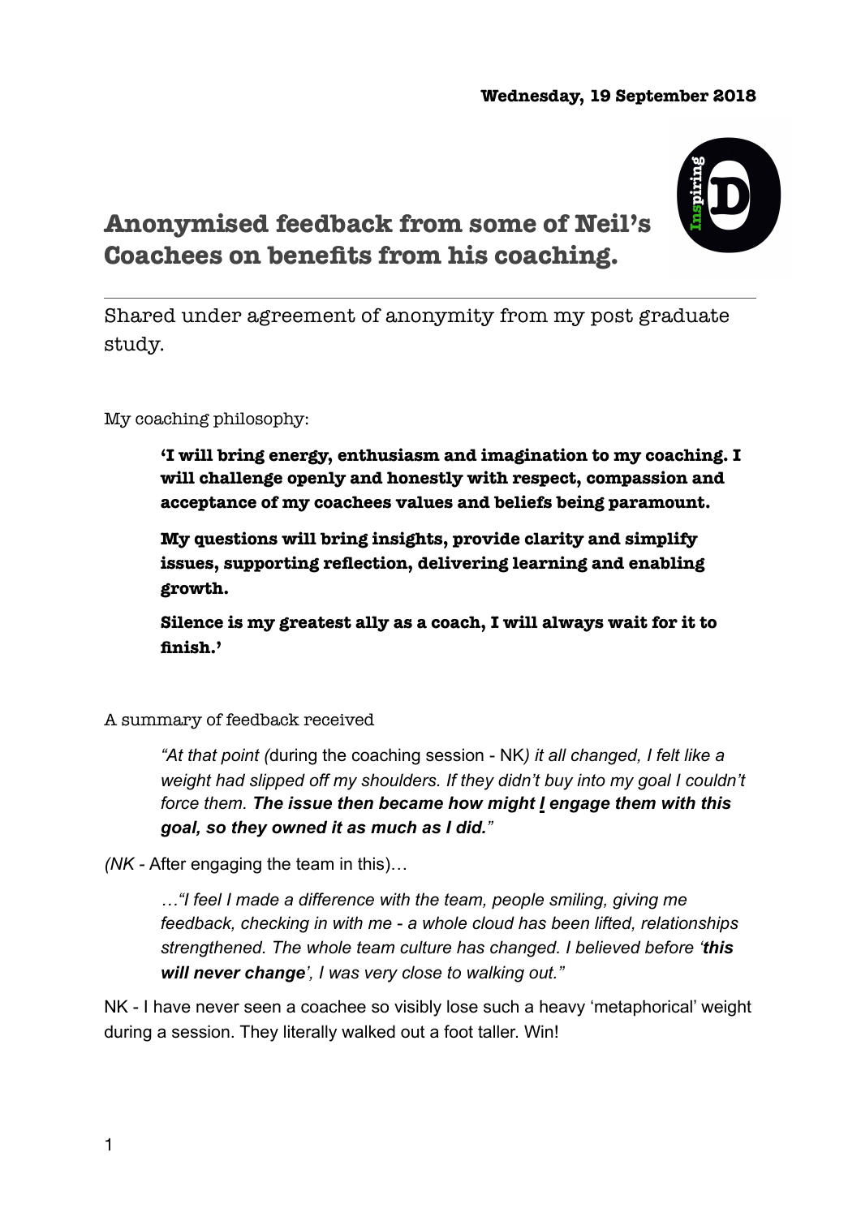**Wednesday, 19 September 2018**

# Anonymised feedback from some of Neil's Coachees on benefits from his coaching.

Shared under agreement of anonymity from my post graduate study.

My coaching philosophy:

> **'I will bring energy, enthusiasm and imagination to my coaching. I will challenge openly and honestly with respect, compassion and acceptance of my coachees values and beliefs being paramount.**
>
> **My questions will bring insights, provide clarity and simplify issues, supporting reflection, delivering learning and enabling growth.**
>
> **Silence is my greatest ally as a coach, I will always wait for it to finish.'**

A summary of feedback received

> *"At that point (*during the coaching session - NK*) it all changed, I felt like a weight had slipped off my shoulders. If they didn't buy into my goal I couldn't force them.* ***The issue then became how might <u>I</u> engage them with this goal, so they owned it as much as I did.****"*

*(NK* - After engaging the team in this)…

> *…"I feel I made a difference with the team, people smiling, giving me feedback, checking in with me - a whole cloud has been lifted, relationships strengthened. The whole team culture has changed. I believed before '****this will never change****', I was very close to walking out."*

NK - I have never seen a coachee so visibly lose such a heavy 'metaphorical' weight during a session. They literally walked out a foot taller. Win!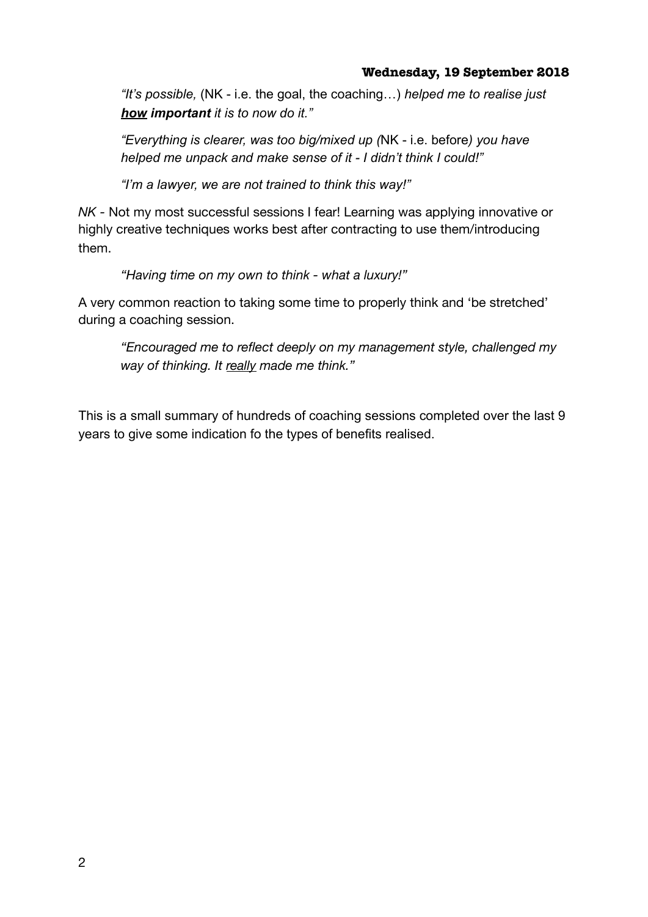**Wednesday, 19 September 2018**

> *"It's possible,* (NK - i.e. the goal, the coaching…) *helped me to realise just **how important** it is to now do it."*
>
> *"Everything is clearer, was too big/mixed up (*NK - i.e. before*) you have helped me unpack and make sense of it - I didn't think I could!"*
>
> *"I'm a lawyer, we are not trained to think this way!"*

*NK* - Not my most successful sessions I fear! Learning was applying innovative or highly creative techniques works best after contracting to use them/introducing them.

> *"Having time on my own to think - what a luxury!"*

A very common reaction to taking some time to properly think and 'be stretched' during a coaching session.

> *"Encouraged me to reflect deeply on my management style, challenged my way of thinking. It really made me think."*

This is a small summary of hundreds of coaching sessions completed over the last 9 years to give some indication fo the types of benefits realised.